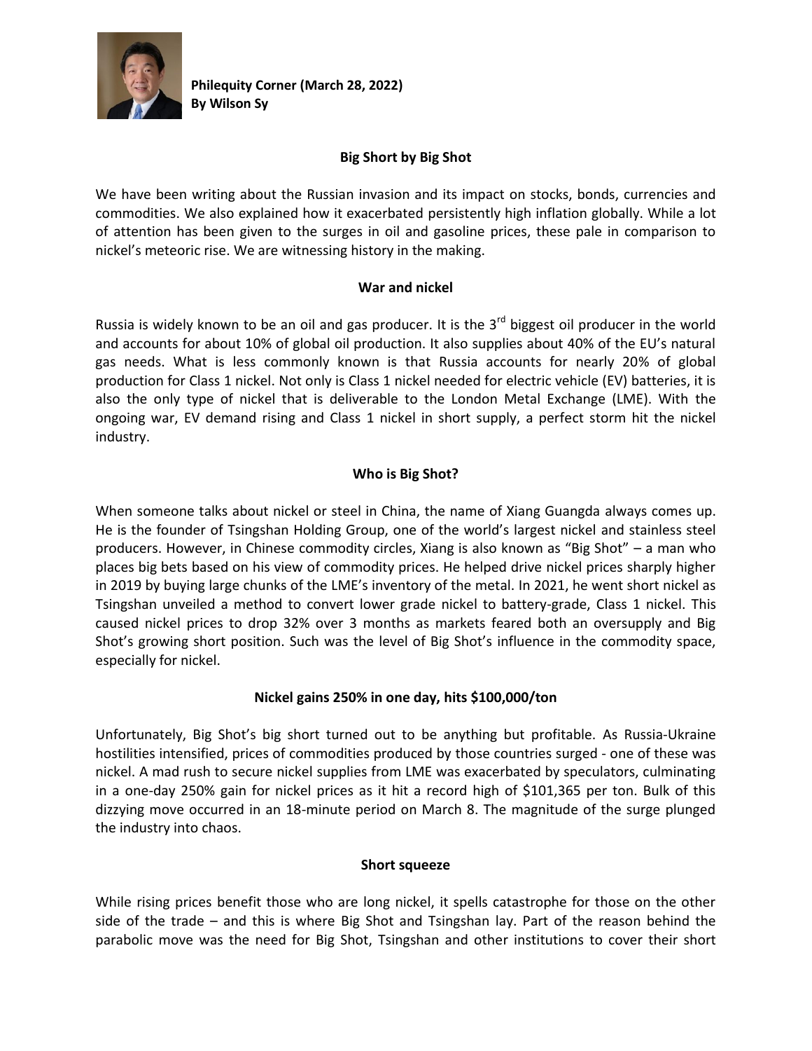**Philequity Corner (March 28, 2022)**
**By Wilson Sy**

## Big Short by Big Shot

We have been writing about the Russian invasion and its impact on stocks, bonds, currencies and commodities. We also explained how it exacerbated persistently high inflation globally. While a lot of attention has been given to the surges in oil and gasoline prices, these pale in comparison to nickel's meteoric rise. We are witnessing history in the making.

### War and nickel

Russia is widely known to be an oil and gas producer. It is the 3rd biggest oil producer in the world and accounts for about 10% of global oil production. It also supplies about 40% of the EU's natural gas needs. What is less commonly known is that Russia accounts for nearly 20% of global production for Class 1 nickel. Not only is Class 1 nickel needed for electric vehicle (EV) batteries, it is also the only type of nickel that is deliverable to the London Metal Exchange (LME). With the ongoing war, EV demand rising and Class 1 nickel in short supply, a perfect storm hit the nickel industry.

### Who is Big Shot?

When someone talks about nickel or steel in China, the name of Xiang Guangda always comes up. He is the founder of Tsingshan Holding Group, one of the world's largest nickel and stainless steel producers. However, in Chinese commodity circles, Xiang is also known as "Big Shot" – a man who places big bets based on his view of commodity prices. He helped drive nickel prices sharply higher in 2019 by buying large chunks of the LME's inventory of the metal. In 2021, he went short nickel as Tsingshan unveiled a method to convert lower grade nickel to battery-grade, Class 1 nickel. This caused nickel prices to drop 32% over 3 months as markets feared both an oversupply and Big Shot's growing short position. Such was the level of Big Shot's influence in the commodity space, especially for nickel.

### Nickel gains 250% in one day, hits $100,000/ton

Unfortunately, Big Shot's big short turned out to be anything but profitable. As Russia-Ukraine hostilities intensified, prices of commodities produced by those countries surged - one of these was nickel. A mad rush to secure nickel supplies from LME was exacerbated by speculators, culminating in a one-day 250% gain for nickel prices as it hit a record high of $101,365 per ton. Bulk of this dizzying move occurred in an 18-minute period on March 8. The magnitude of the surge plunged the industry into chaos.

### Short squeeze

While rising prices benefit those who are long nickel, it spells catastrophe for those on the other side of the trade – and this is where Big Shot and Tsingshan lay. Part of the reason behind the parabolic move was the need for Big Shot, Tsingshan and other institutions to cover their short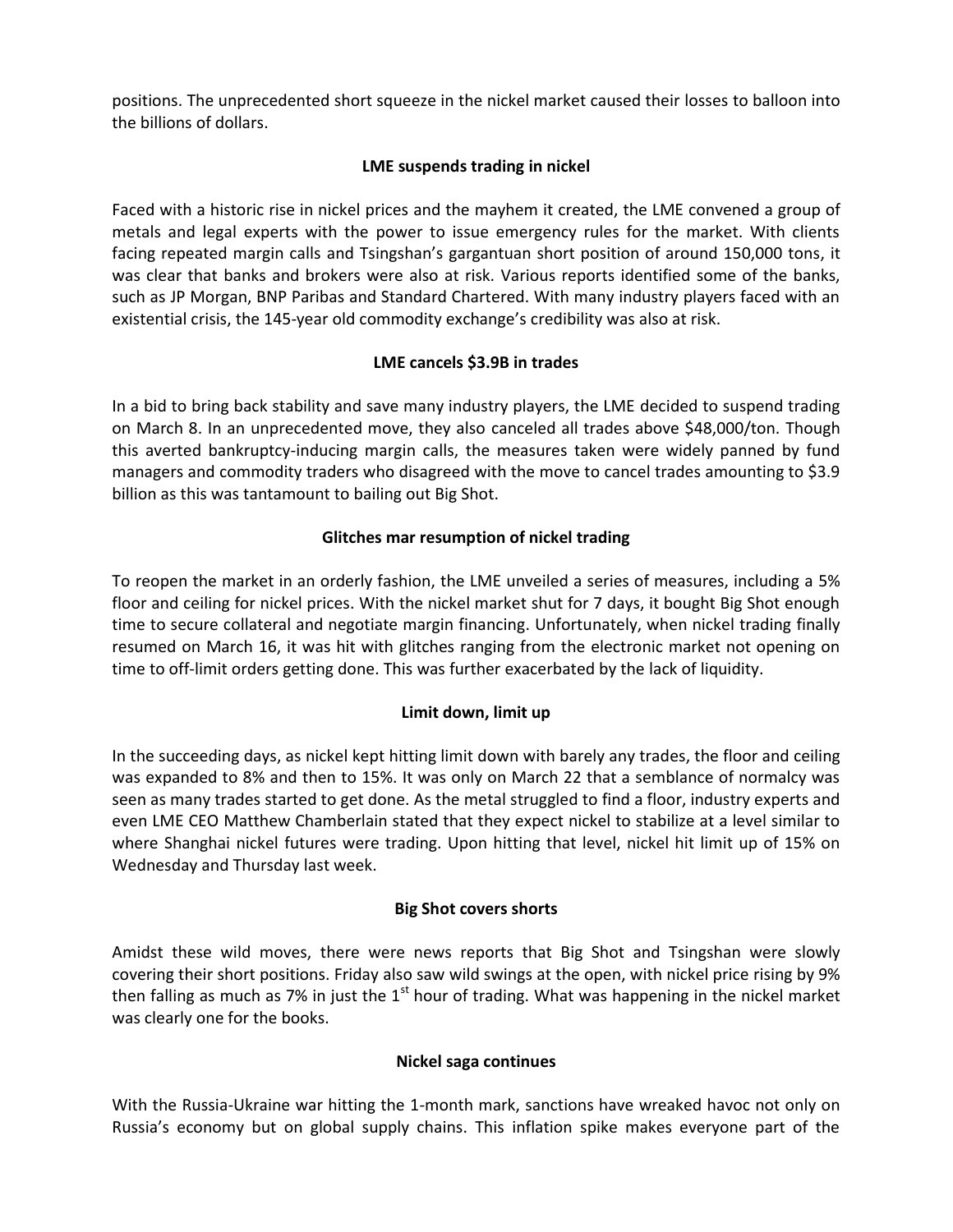positions. The unprecedented short squeeze in the nickel market caused their losses to balloon into the billions of dollars.

## LME suspends trading in nickel

Faced with a historic rise in nickel prices and the mayhem it created, the LME convened a group of metals and legal experts with the power to issue emergency rules for the market. With clients facing repeated margin calls and Tsingshan's gargantuan short position of around 150,000 tons, it was clear that banks and brokers were also at risk. Various reports identified some of the banks, such as JP Morgan, BNP Paribas and Standard Chartered. With many industry players faced with an existential crisis, the 145-year old commodity exchange's credibility was also at risk.

## LME cancels $3.9B in trades

In a bid to bring back stability and save many industry players, the LME decided to suspend trading on March 8. In an unprecedented move, they also canceled all trades above $48,000/ton. Though this averted bankruptcy-inducing margin calls, the measures taken were widely panned by fund managers and commodity traders who disagreed with the move to cancel trades amounting to $3.9 billion as this was tantamount to bailing out Big Shot.

## Glitches mar resumption of nickel trading

To reopen the market in an orderly fashion, the LME unveiled a series of measures, including a 5% floor and ceiling for nickel prices. With the nickel market shut for 7 days, it bought Big Shot enough time to secure collateral and negotiate margin financing. Unfortunately, when nickel trading finally resumed on March 16, it was hit with glitches ranging from the electronic market not opening on time to off-limit orders getting done. This was further exacerbated by the lack of liquidity.

## Limit down, limit up

In the succeeding days, as nickel kept hitting limit down with barely any trades, the floor and ceiling was expanded to 8% and then to 15%. It was only on March 22 that a semblance of normalcy was seen as many trades started to get done. As the metal struggled to find a floor, industry experts and even LME CEO Matthew Chamberlain stated that they expect nickel to stabilize at a level similar to where Shanghai nickel futures were trading. Upon hitting that level, nickel hit limit up of 15% on Wednesday and Thursday last week.

## Big Shot covers shorts

Amidst these wild moves, there were news reports that Big Shot and Tsingshan were slowly covering their short positions. Friday also saw wild swings at the open, with nickel price rising by 9% then falling as much as 7% in just the 1st hour of trading. What was happening in the nickel market was clearly one for the books.

## Nickel saga continues

With the Russia-Ukraine war hitting the 1-month mark, sanctions have wreaked havoc not only on Russia's economy but on global supply chains. This inflation spike makes everyone part of the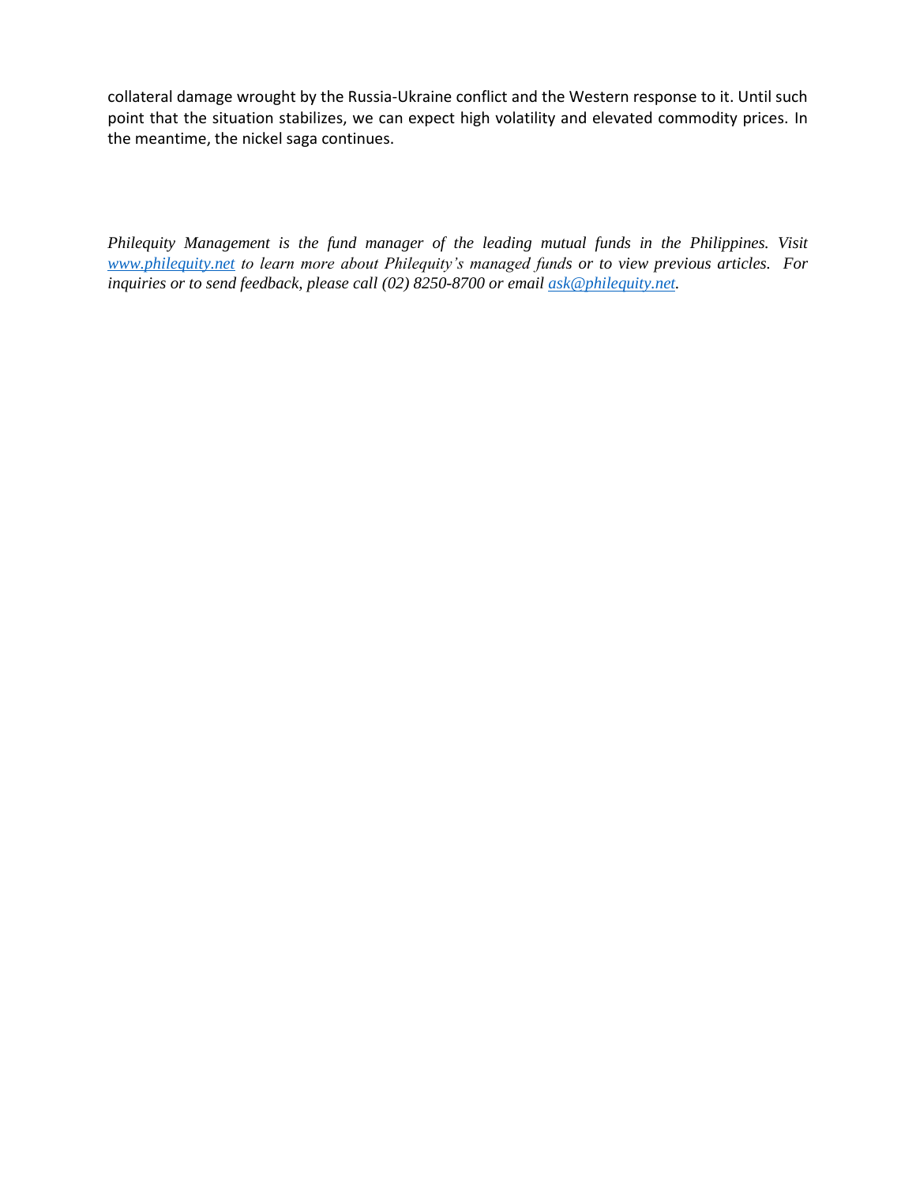collateral damage wrought by the Russia-Ukraine conflict and the Western response to it. Until such point that the situation stabilizes, we can expect high volatility and elevated commodity prices. In the meantime, the nickel saga continues.

*Philequity Management is the fund manager of the leading mutual funds in the Philippines. Visit [www.philequity.net](http://www.philequity.net) to learn more about Philequity's managed funds or to view previous articles. For inquiries or to send feedback, please call (02) 8250-8700 or email [ask@philequity.net](mailto:ask@philequity.net).*